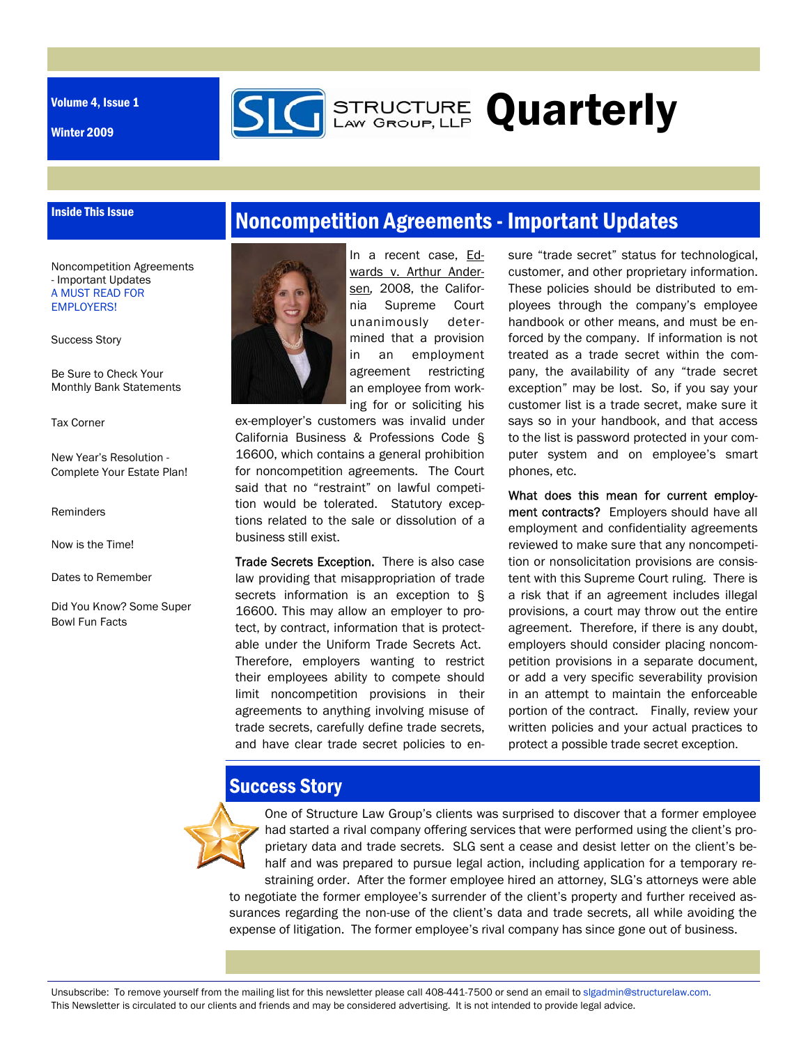Volume 4, Issue 1

Winter 2009

# STRUCTURE LAW GROUP, LLP Quarterly

### Inside This Issue

- Noncompetition Agreements - Important Updates A MUST READ FOR EMPLOYERS!
- Success Story
- Be Sure to Check Your Monthly Bank Statements
- Tax Corner
- New Year's Resolution - Complete Your Estate Plan!
- Reminders
- Now is the Time!
- Dates to Remember
- Did You Know? Some Super Bowl Fun Facts

## Noncompetition Agreements - Important Updates

In a recent case, Edwards v. Arthur Andersen, 2008, the California Supreme Court unanimously determined that a provision in an employment agreement restricting an employee from working for or soliciting his ex-employer's customers was invalid under California Business & Professions Code § 16600, which contains a general prohibition for noncompetition agreements. The Court said that no "restraint" on lawful competition would be tolerated. Statutory exceptions related to the sale or dissolution of a business still exist.

**Trade Secrets Exception.** There is also case law providing that misappropriation of trade secrets information is an exception to § 16600. This may allow an employer to protect, by contract, information that is protectable under the Uniform Trade Secrets Act. Therefore, employers wanting to restrict their employees ability to compete should limit noncompetition provisions in their agreements to anything involving misuse of trade secrets, carefully define trade secrets, and have clear trade secret policies to ensure "trade secret" status for technological, customer, and other proprietary information. These policies should be distributed to employees through the company's employee handbook or other means, and must be enforced by the company. If information is not treated as a trade secret within the company, the availability of any "trade secret exception" may be lost. So, if you say your customer list is a trade secret, make sure it says so in your handbook, and that access to the list is password protected in your computer system and on employee's smart phones, etc.

**What does this mean for current employment contracts?** Employers should have all employment and confidentiality agreements reviewed to make sure that any noncompetition or nonsolicitation provisions are consistent with this Supreme Court ruling. There is a risk that if an agreement includes illegal provisions, a court may throw out the entire agreement. Therefore, if there is any doubt, employers should consider placing noncompetition provisions in a separate document, or add a very specific severability provision in an attempt to maintain the enforceable portion of the contract. Finally, review your written policies and your actual practices to protect a possible trade secret exception.

## Success Story

One of Structure Law Group's clients was surprised to discover that a former employee had started a rival company offering services that were performed using the client's proprietary data and trade secrets. SLG sent a cease and desist letter on the client's behalf and was prepared to pursue legal action, including application for a temporary restraining order. After the former employee hired an attorney, SLG's attorneys were able to negotiate the former employee's surrender of the client's property and further received assurances regarding the non-use of the client's data and trade secrets, all while avoiding the expense of litigation. The former employee's rival company has since gone out of business.

Unsubscribe: To remove yourself from the mailing list for this newsletter please call 408-441-7500 or send an email to slgadmin@structurelaw.com.
This Newsletter is circulated to our clients and friends and may be considered advertising. It is not intended to provide legal advice.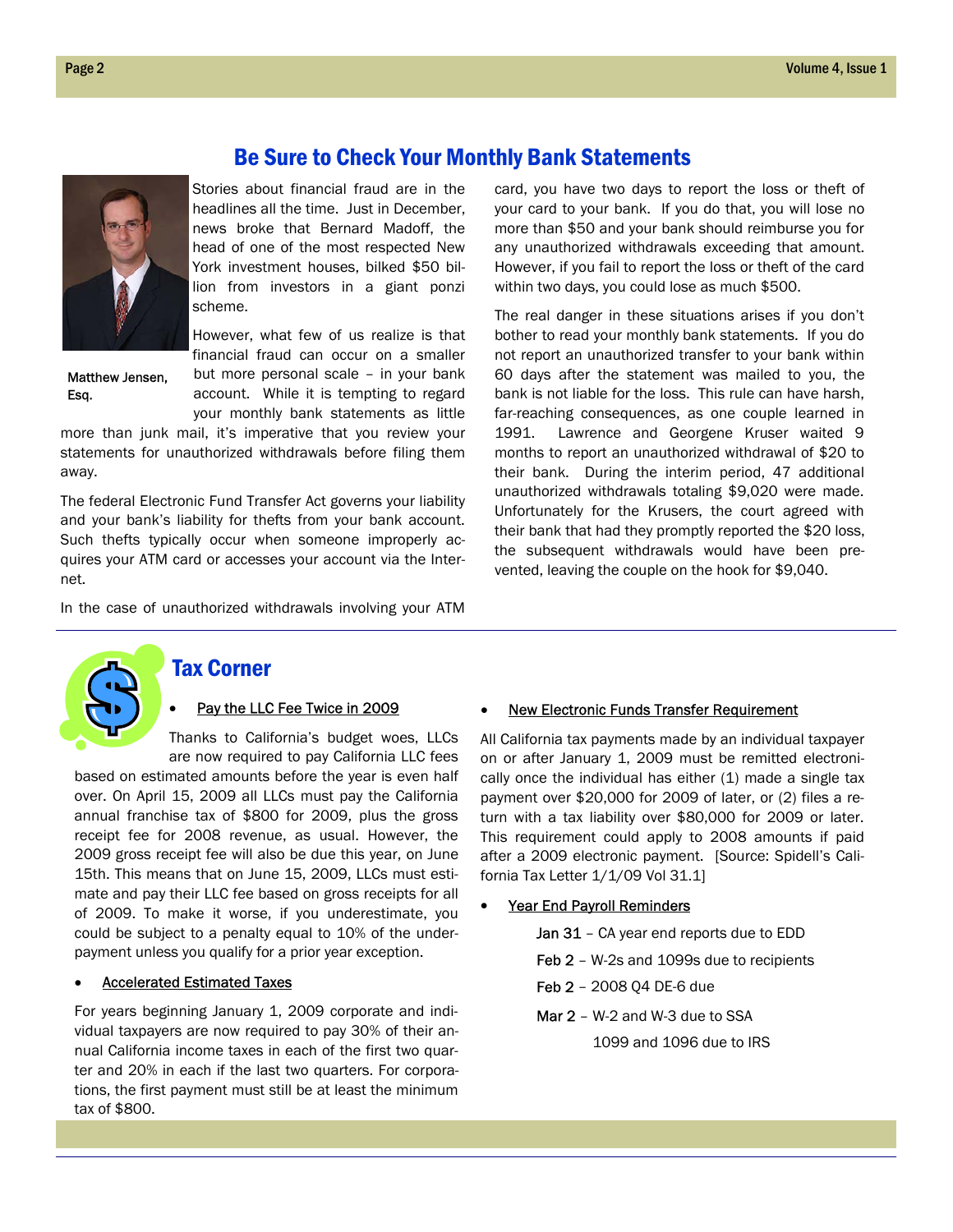## Be Sure to Check Your Monthly Bank Statements

Matthew Jensen, Esq.

Stories about financial fraud are in the headlines all the time. Just in December, news broke that Bernard Madoff, the head of one of the most respected New York investment houses, bilked $50 billion from investors in a giant ponzi scheme.

However, what few of us realize is that financial fraud can occur on a smaller but more personal scale – in your bank account. While it is tempting to regard your monthly bank statements as little more than junk mail, it's imperative that you review your statements for unauthorized withdrawals before filing them away.

The federal Electronic Fund Transfer Act governs your liability and your bank's liability for thefts from your bank account. Such thefts typically occur when someone improperly acquires your ATM card or accesses your account via the Internet.

In the case of unauthorized withdrawals involving your ATM card, you have two days to report the loss or theft of your card to your bank. If you do that, you will lose no more than $50 and your bank should reimburse you for any unauthorized withdrawals exceeding that amount. However, if you fail to report the loss or theft of the card within two days, you could lose as much $500.

The real danger in these situations arises if you don't bother to read your monthly bank statements. If you do not report an unauthorized transfer to your bank within 60 days after the statement was mailed to you, the bank is not liable for the loss. This rule can have harsh, far-reaching consequences, as one couple learned in 1991. Lawrence and Georgene Kruser waited 9 months to report an unauthorized withdrawal of $20 to their bank. During the interim period, 47 additional unauthorized withdrawals totaling $9,020 were made. Unfortunately for the Krusers, the court agreed with their bank that had they promptly reported the $20 loss, the subsequent withdrawals would have been prevented, leaving the couple on the hook for $9,040.

## Tax Corner

- **Pay the LLC Fee Twice in 2009**

Thanks to California's budget woes, LLCs are now required to pay California LLC fees based on estimated amounts before the year is even half over. On April 15, 2009 all LLCs must pay the California annual franchise tax of $800 for 2009, plus the gross receipt fee for 2008 revenue, as usual. However, the 2009 gross receipt fee will also be due this year, on June 15th. This means that on June 15, 2009, LLCs must estimate and pay their LLC fee based on gross receipts for all of 2009. To make it worse, if you underestimate, you could be subject to a penalty equal to 10% of the underpayment unless you qualify for a prior year exception.

- **Accelerated Estimated Taxes**

For years beginning January 1, 2009 corporate and individual taxpayers are now required to pay 30% of their annual California income taxes in each of the first two quarter and 20% in each if the last two quarters. For corporations, the first payment must still be at least the minimum tax of $800.

- **New Electronic Funds Transfer Requirement**

All California tax payments made by an individual taxpayer on or after January 1, 2009 must be remitted electronically once the individual has either (1) made a single tax payment over $20,000 for 2009 of later, or (2) files a return with a tax liability over $80,000 for 2009 or later. This requirement could apply to 2008 amounts if paid after a 2009 electronic payment. [Source: Spidell's California Tax Letter 1/1/09 Vol 31.1]

- **Year End Payroll Reminders**

  Jan 31 – CA year end reports due to EDD

  Feb 2 – W-2s and 1099s due to recipients

  Feb 2 – 2008 Q4 DE-6 due

  Mar 2 – W-2 and W-3 due to SSA
  1099 and 1096 due to IRS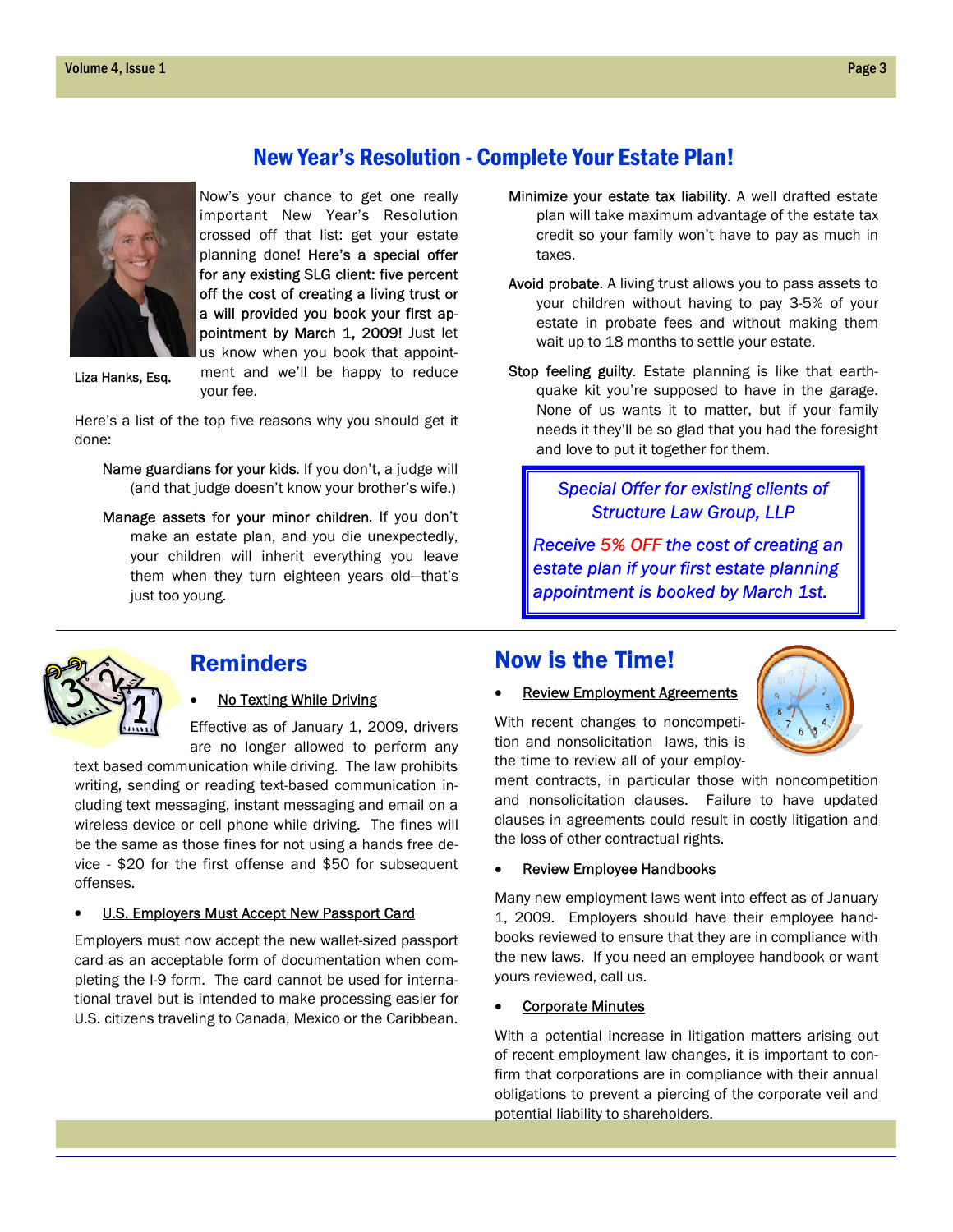## New Year's Resolution - Complete Your Estate Plan!

Liza Hanks, Esq.

Now's your chance to get one really important New Year's Resolution crossed off that list: get your estate planning done! **Here's a special offer for any existing SLG client: five percent off the cost of creating a living trust or a will provided you book your first appointment by March 1, 2009!** Just let us know when you book that appointment and we'll be happy to reduce your fee.

Here's a list of the top five reasons why you should get it done:

**Name guardians for your kids.** If you don't, a judge will (and that judge doesn't know your brother's wife.)

**Manage assets for your minor children.** If you don't make an estate plan, and you die unexpectedly, your children will inherit everything you leave them when they turn eighteen years old—that's just too young.

**Minimize your estate tax liability.** A well drafted estate plan will take maximum advantage of the estate tax credit so your family won't have to pay as much in taxes.

**Avoid probate.** A living trust allows you to pass assets to your children without having to pay 3-5% of your estate in probate fees and without making them wait up to 18 months to settle your estate.

**Stop feeling guilty.** Estate planning is like that earthquake kit you're supposed to have in the garage. None of us wants it to matter, but if your family needs it they'll be so glad that you had the foresight and love to put it together for them.

> *Special Offer for existing clients of Structure Law Group, LLP*
>
> *Receive 5% OFF the cost of creating an estate plan if your first estate planning appointment is booked by March 1st.*

## Reminders

- <u>No Texting While Driving</u>

Effective as of January 1, 2009, drivers are no longer allowed to perform any text based communication while driving. The law prohibits writing, sending or reading text-based communication including text messaging, instant messaging and email on a wireless device or cell phone while driving. The fines will be the same as those fines for not using a hands free device - $20 for the first offense and $50 for subsequent offenses.

- <u>U.S. Employers Must Accept New Passport Card</u>

Employers must now accept the new wallet-sized passport card as an acceptable form of documentation when completing the I-9 form. The card cannot be used for international travel but is intended to make processing easier for U.S. citizens traveling to Canada, Mexico or the Caribbean.

## Now is the Time!

- <u>Review Employment Agreements</u>

With recent changes to noncompetition and nonsolicitation laws, this is the time to review all of your employment contracts, in particular those with noncompetition and nonsolicitation clauses. Failure to have updated clauses in agreements could result in costly litigation and the loss of other contractual rights.

- <u>Review Employee Handbooks</u>

Many new employment laws went into effect as of January 1, 2009. Employers should have their employee handbooks reviewed to ensure that they are in compliance with the new laws. If you need an employee handbook or want yours reviewed, call us.

- <u>Corporate Minutes</u>

With a potential increase in litigation matters arising out of recent employment law changes, it is important to confirm that corporations are in compliance with their annual obligations to prevent a piercing of the corporate veil and potential liability to shareholders.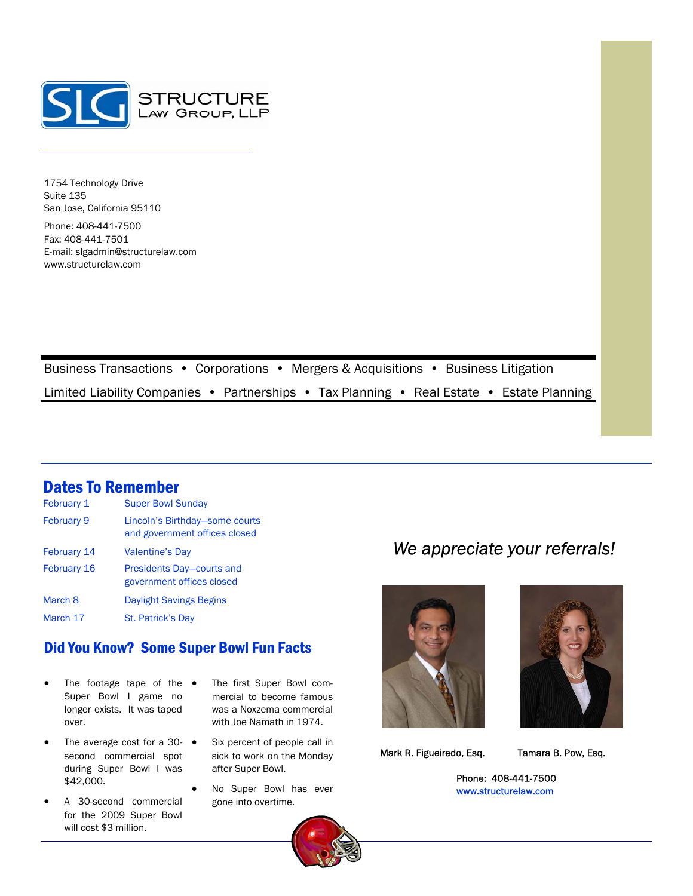STRUCTURE
LAW GROUP, LLP

1754 Technology Drive
Suite 135
San Jose, California 95110

Phone: 408-441-7500
Fax: 408-441-7501
E-mail: slgadmin@structurelaw.com
www.structurelaw.com

Business Transactions • Corporations • Mergers & Acquisitions • Business Litigation

Limited Liability Companies • Partnerships • Tax Planning • Real Estate • Estate Planning

## Dates To Remember

| | |
|---|---|
| February 1 | Super Bowl Sunday |
| February 9 | Lincoln's Birthday—some courts and government offices closed |
| February 14 | Valentine's Day |
| February 16 | Presidents Day—courts and government offices closed |
| March 8 | Daylight Savings Begins |
| March 17 | St. Patrick's Day |

## Did You Know? Some Super Bowl Fun Facts

- The footage tape of the Super Bowl I game no longer exists. It was taped over.
- The average cost for a 30-second commercial spot during Super Bowl I was $42,000.
- A 30-second commercial for the 2009 Super Bowl will cost $3 million.
- The first Super Bowl commercial to become famous was a Noxzema commercial with Joe Namath in 1974.
- Six percent of people call in sick to work on the Monday after Super Bowl.
- No Super Bowl has ever gone into overtime.

*We appreciate your referrals!*

Mark R. Figueiredo, Esq.     Tamara B. Pow, Esq.

Phone: 408-441-7500
www.structurelaw.com